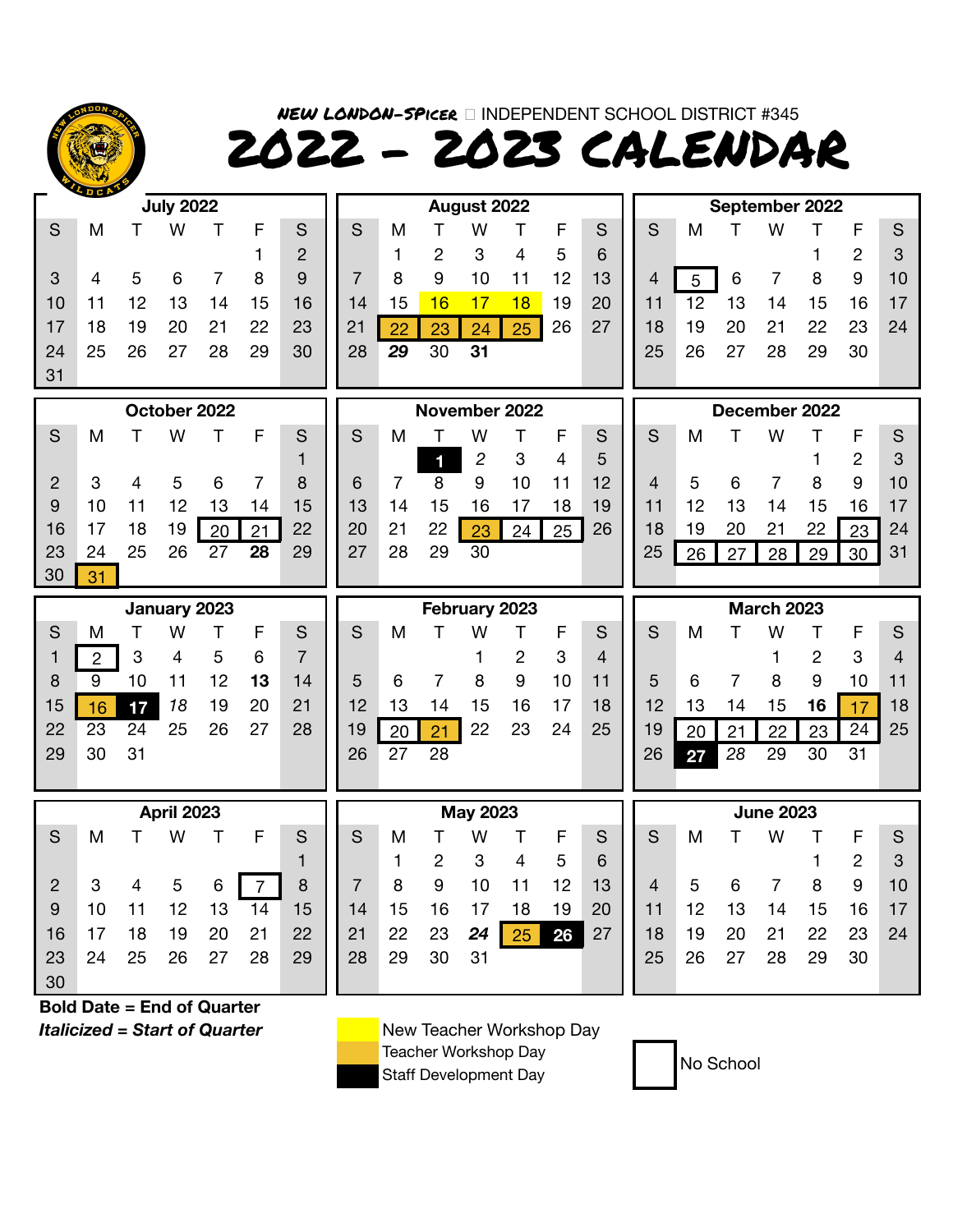# NEW LONDON-SPICER INDEPENDENT SCHOOL DISTRICT #345

# 2022 - 2023 CALENDAR

### July 2022

| S | M | T | W | T | F | S |
|---|---|---|---|---|---|---|
| | | | | | 1 | 2 |
| 3 | 4 | 5 | 6 | 7 | 8 | 9 |
| 10 | 11 | 12 | 13 | 14 | 15 | 16 |
| 17 | 18 | 19 | 20 | 21 | 22 | 23 |
| 24 | 25 | 26 | 27 | 28 | 29 | 30 |
| 31 | | | | | | |

### August 2022

| S | M | T | W | T | F | S |
|---|---|---|---|---|---|---|
| | 1 | 2 | 3 | 4 | 5 | 6 |
| 7 | 8 | 9 | 10 | 11 | 12 | 13 |
| 14 | 15 | 16 | 17 | 18 | 19 | 20 |
| 21 | 22 | 23 | 24 | 25 | 26 | 27 |
| 28 | ***29*** | 30 | **31** | | | |

### September 2022

| S | M | T | W | T | F | S |
|---|---|---|---|---|---|---|
| | | | | 1 | 2 | 3 |
| 4 | 5 | 6 | 7 | 8 | 9 | 10 |
| 11 | 12 | 13 | 14 | 15 | 16 | 17 |
| 18 | 19 | 20 | 21 | 22 | 23 | 24 |
| 25 | 26 | 27 | 28 | 29 | 30 | |

### October 2022

| S | M | T | W | T | F | S |
|---|---|---|---|---|---|---|
| | | | | | | 1 |
| 2 | 3 | 4 | 5 | 6 | 7 | 8 |
| 9 | 10 | 11 | 12 | 13 | 14 | 15 |
| 16 | 17 | 18 | 19 | 20 | 21 | 22 |
| 23 | 24 | 25 | 26 | 27 | **28** | 29 |
| 30 | 31 | | | | | |

### November 2022

| S | M | T | W | T | F | S |
|---|---|---|---|---|---|---|
| | | 1 | 2 | 3 | 4 | 5 |
| 6 | 7 | 8 | 9 | 10 | 11 | 12 |
| 13 | 14 | 15 | 16 | 17 | 18 | 19 |
| 20 | 21 | 22 | 23 | 24 | 25 | 26 |
| 27 | 28 | 29 | 30 | | | |

### December 2022

| S | M | T | W | T | F | S |
|---|---|---|---|---|---|---|
| | | | | 1 | 2 | 3 |
| 4 | 5 | 6 | 7 | 8 | 9 | 10 |
| 11 | 12 | 13 | 14 | 15 | 16 | 17 |
| 18 | 19 | 20 | 21 | 22 | 23 | 24 |
| 25 | 26 | 27 | 28 | 29 | 30 | 31 |

### January 2023

| S | M | T | W | T | F | S |
|---|---|---|---|---|---|---|
| 1 | 2 | 3 | 4 | 5 | 6 | 7 |
| 8 | 9 | 10 | 11 | 12 | **13** | 14 |
| 15 | 16 | 17 | *18* | 19 | 20 | 21 |
| 22 | 23 | 24 | 25 | 26 | 27 | 28 |
| 29 | 30 | 31 | | | | |

### February 2023

| S | M | T | W | T | F | S |
|---|---|---|---|---|---|---|
| | | | 1 | 2 | 3 | 4 |
| 5 | 6 | 7 | 8 | 9 | 10 | 11 |
| 12 | 13 | 14 | 15 | 16 | 17 | 18 |
| 19 | 20 | 21 | 22 | 23 | 24 | 25 |
| 26 | 27 | 28 | | | | |

### March 2023

| S | M | T | W | T | F | S |
|---|---|---|---|---|---|---|
| | | | 1 | 2 | 3 | 4 |
| 5 | 6 | 7 | 8 | 9 | 10 | 11 |
| 12 | 13 | 14 | 15 | **16** | 17 | 18 |
| 19 | 20 | 21 | 22 | 23 | 24 | 25 |
| 26 | 27 | *28* | 29 | 30 | 31 | |

### April 2023

| S | M | T | W | T | F | S |
|---|---|---|---|---|---|---|
| | | | | | | 1 |
| 2 | 3 | 4 | 5 | 6 | 7 | 8 |
| 9 | 10 | 11 | 12 | 13 | 14 | 15 |
| 16 | 17 | 18 | 19 | 20 | 21 | 22 |
| 23 | 24 | 25 | 26 | 27 | 28 | 29 |
| 30 | | | | | | |

### May 2023

| S | M | T | W | T | F | S |
|---|---|---|---|---|---|---|
| | 1 | 2 | 3 | 4 | 5 | 6 |
| 7 | 8 | 9 | 10 | 11 | 12 | 13 |
| 14 | 15 | 16 | 17 | 18 | 19 | 20 |
| 21 | 22 | 23 | ***24*** | 25 | 26 | 27 |
| 28 | 29 | 30 | 31 | | | |

### June 2023

| S | M | T | W | T | F | S |
|---|---|---|---|---|---|---|
| | | | | 1 | 2 | 3 |
| 4 | 5 | 6 | 7 | 8 | 9 | 10 |
| 11 | 12 | 13 | 14 | 15 | 16 | 17 |
| 18 | 19 | 20 | 21 | 22 | 23 | 24 |
| 25 | 26 | 27 | 28 | 29 | 30 | |

**Bold Date = End of Quarter**

***Italicized = Start of Quarter***

New Teacher Workshop Day: August 16, 17, 18

Teacher Workshop Day: August 22, 23, 24, 25; October 31; November 23; January 16; February 21; March 17; May 25

Staff Development Day: November 1; January 17; March 27; May 26

No School: September 5; October 20, 21; November 23, 24, 25; December 23, 26, 27, 28, 29, 30; January 2; February 20, 21; March 17, 20, 21, 22, 23, 24; April 7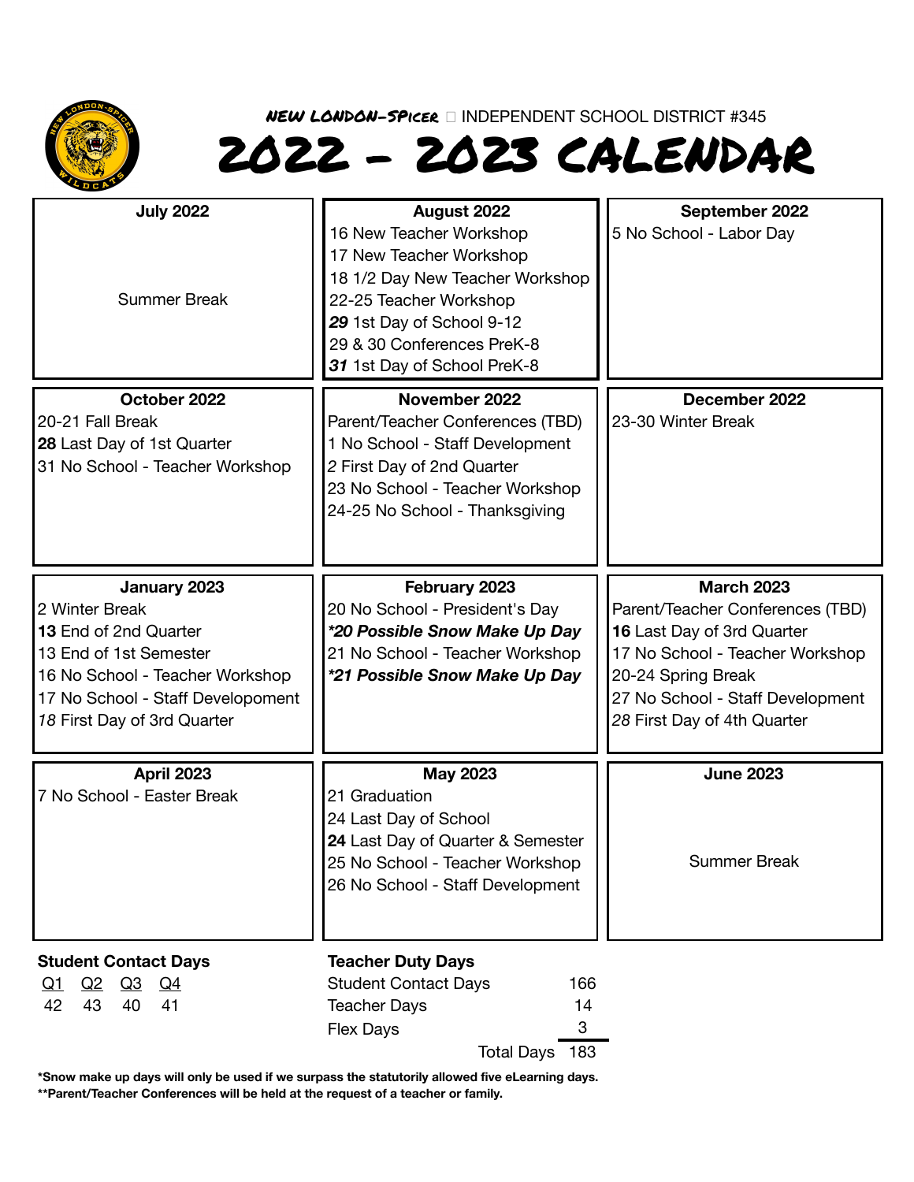NEW LONDON-SPICER  INDEPENDENT SCHOOL DISTRICT #345

# 2022 - 2023 CALENDAR

### July 2022

Summer Break

### August 2022

16 New Teacher Workshop
17 New Teacher Workshop
18 1/2 Day New Teacher Workshop
22-25 Teacher Workshop
***29*** 1st Day of School 9-12
29 & 30 Conferences PreK-8
***31*** 1st Day of School PreK-8

### September 2022

5 No School - Labor Day

### October 2022

20-21 Fall Break
**28** Last Day of 1st Quarter
31 No School - Teacher Workshop

### November 2022

Parent/Teacher Conferences (TBD)
1 No School - Staff Development
*2* First Day of 2nd Quarter
23 No School - Teacher Workshop
24-25 No School - Thanksgiving

### December 2022

23-30 Winter Break

### January 2023

2 Winter Break
**13** End of 2nd Quarter
13 End of 1st Semester
16 No School - Teacher Workshop
17 No School - Staff Development
*18* First Day of 3rd Quarter

### February 2023

20 No School - President's Day
***\*20 Possible Snow Make Up Day***
21 No School - Teacher Workshop
***\*21 Possible Snow Make Up Day***

### March 2023

Parent/Teacher Conferences (TBD)
**16** Last Day of 3rd Quarter
17 No School - Teacher Workshop
20-24 Spring Break
27 No School - Staff Development
*28* First Day of 4th Quarter

### April 2023

7 No School - Easter Break

### May 2023

21 Graduation
24 Last Day of School
**24** Last Day of Quarter & Semester
25 No School - Teacher Workshop
26 No School - Staff Development

### June 2023

Summer Break

**Student Contact Days**

| Q1 | Q2 | Q3 | Q4 |
|---|---|---|---|
| 42 | 43 | 40 | 41 |

**Teacher Duty Days**

| | |
|---|---|
| Student Contact Days | 166 |
| Teacher Days | 14 |
| Flex Days | 3 |
| Total Days | 183 |

**\*Snow make up days will only be used if we surpass the statutorily allowed five eLearning days.**
**\*\*Parent/Teacher Conferences will be held at the request of a teacher or family.**